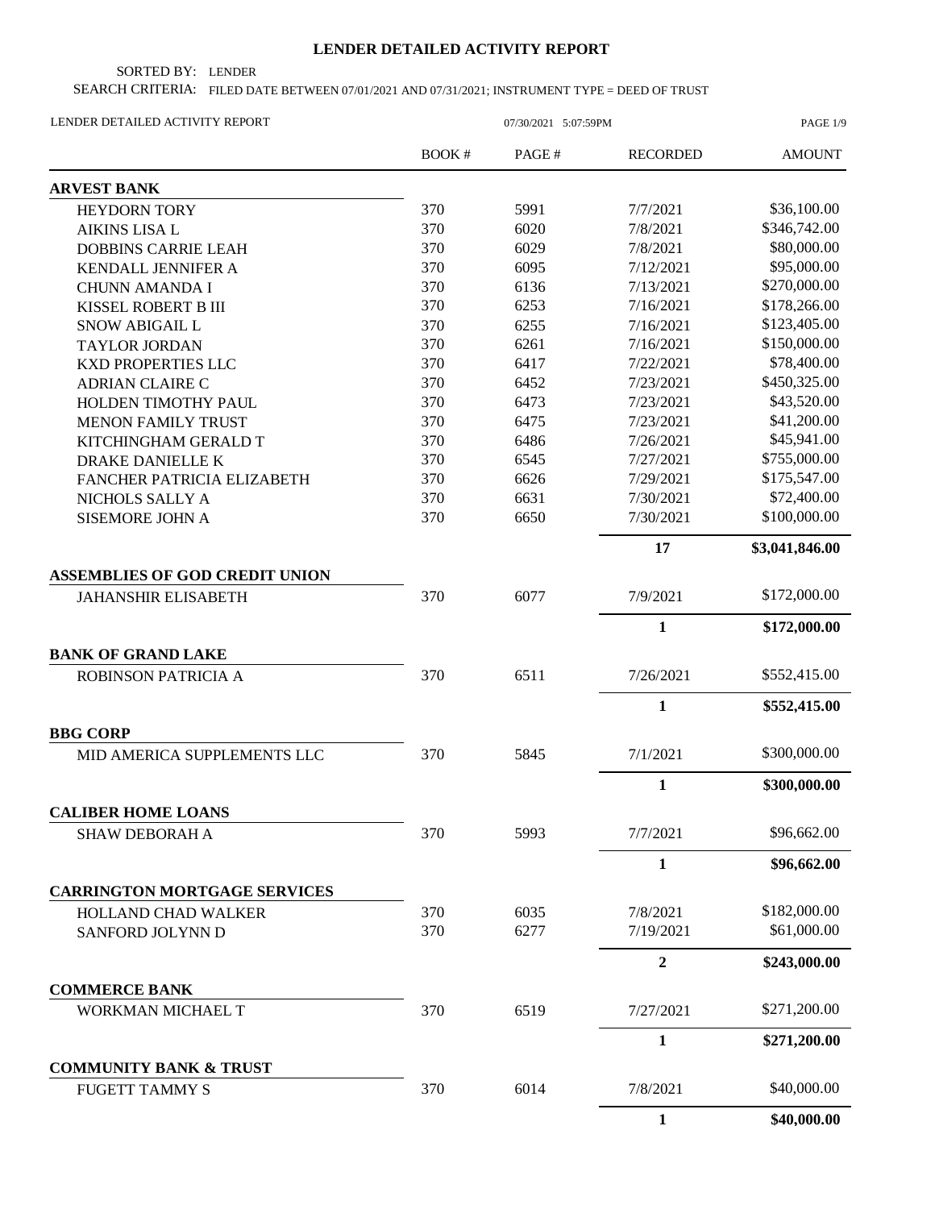# LENDER DETAILED ACTIVITY REPORT

SORTED BY: LENDER

SEARCH CRITERIA: FILED DATE BETWEEN 07/01/2021 AND 07/31/2021; INSTRUMENT TYPE = DEED OF TRUST

LENDER DETAILED ACTIVITY REPORT 07/30/2021 5:07:59PM

| | BOOK # | PAGE # | RECORDED | AMOUNT |
|---|---|---|---|---|
| **ARVEST BANK** | | | | |
| HEYDORN TORY | 370 | 5991 | 7/7/2021 | \$36,100.00 |
| AIKINS LISA L | 370 | 6020 | 7/8/2021 | \$346,742.00 |
| DOBBINS CARRIE LEAH | 370 | 6029 | 7/8/2021 | \$80,000.00 |
| KENDALL JENNIFER A | 370 | 6095 | 7/12/2021 | \$95,000.00 |
| CHUNN AMANDA I | 370 | 6136 | 7/13/2021 | \$270,000.00 |
| KISSEL ROBERT B III | 370 | 6253 | 7/16/2021 | \$178,266.00 |
| SNOW ABIGAIL L | 370 | 6255 | 7/16/2021 | \$123,405.00 |
| TAYLOR JORDAN | 370 | 6261 | 7/16/2021 | \$150,000.00 |
| KXD PROPERTIES LLC | 370 | 6417 | 7/22/2021 | \$78,400.00 |
| ADRIAN CLAIRE C | 370 | 6452 | 7/23/2021 | \$450,325.00 |
| HOLDEN TIMOTHY PAUL | 370 | 6473 | 7/23/2021 | \$43,520.00 |
| MENON FAMILY TRUST | 370 | 6475 | 7/23/2021 | \$41,200.00 |
| KITCHINGHAM GERALD T | 370 | 6486 | 7/26/2021 | \$45,941.00 |
| DRAKE DANIELLE K | 370 | 6545 | 7/27/2021 | \$755,000.00 |
| FANCHER PATRICIA ELIZABETH | 370 | 6626 | 7/29/2021 | \$175,547.00 |
| NICHOLS SALLY A | 370 | 6631 | 7/30/2021 | \$72,400.00 |
| SISEMORE JOHN A | 370 | 6650 | 7/30/2021 | \$100,000.00 |
| | | | **17** | **\$3,041,846.00** |
| **ASSEMBLIES OF GOD CREDIT UNION** | | | | |
| JAHANSHIR ELISABETH | 370 | 6077 | 7/9/2021 | \$172,000.00 |
| | | | **1** | **\$172,000.00** |
| **BANK OF GRAND LAKE** | | | | |
| ROBINSON PATRICIA A | 370 | 6511 | 7/26/2021 | \$552,415.00 |
| | | | **1** | **\$552,415.00** |
| **BBG CORP** | | | | |
| MID AMERICA SUPPLEMENTS LLC | 370 | 5845 | 7/1/2021 | \$300,000.00 |
| | | | **1** | **\$300,000.00** |
| **CALIBER HOME LOANS** | | | | |
| SHAW DEBORAH A | 370 | 5993 | 7/7/2021 | \$96,662.00 |
| | | | **1** | **\$96,662.00** |
| **CARRINGTON MORTGAGE SERVICES** | | | | |
| HOLLAND CHAD WALKER | 370 | 6035 | 7/8/2021 | \$182,000.00 |
| SANFORD JOLYNN D | 370 | 6277 | 7/19/2021 | \$61,000.00 |
| | | | **2** | **\$243,000.00** |
| **COMMERCE BANK** | | | | |
| WORKMAN MICHAEL T | 370 | 6519 | 7/27/2021 | \$271,200.00 |
| | | | **1** | **\$271,200.00** |
| **COMMUNITY BANK & TRUST** | | | | |
| FUGETT TAMMY S | 370 | 6014 | 7/8/2021 | \$40,000.00 |
| | | | **1** | **\$40,000.00** |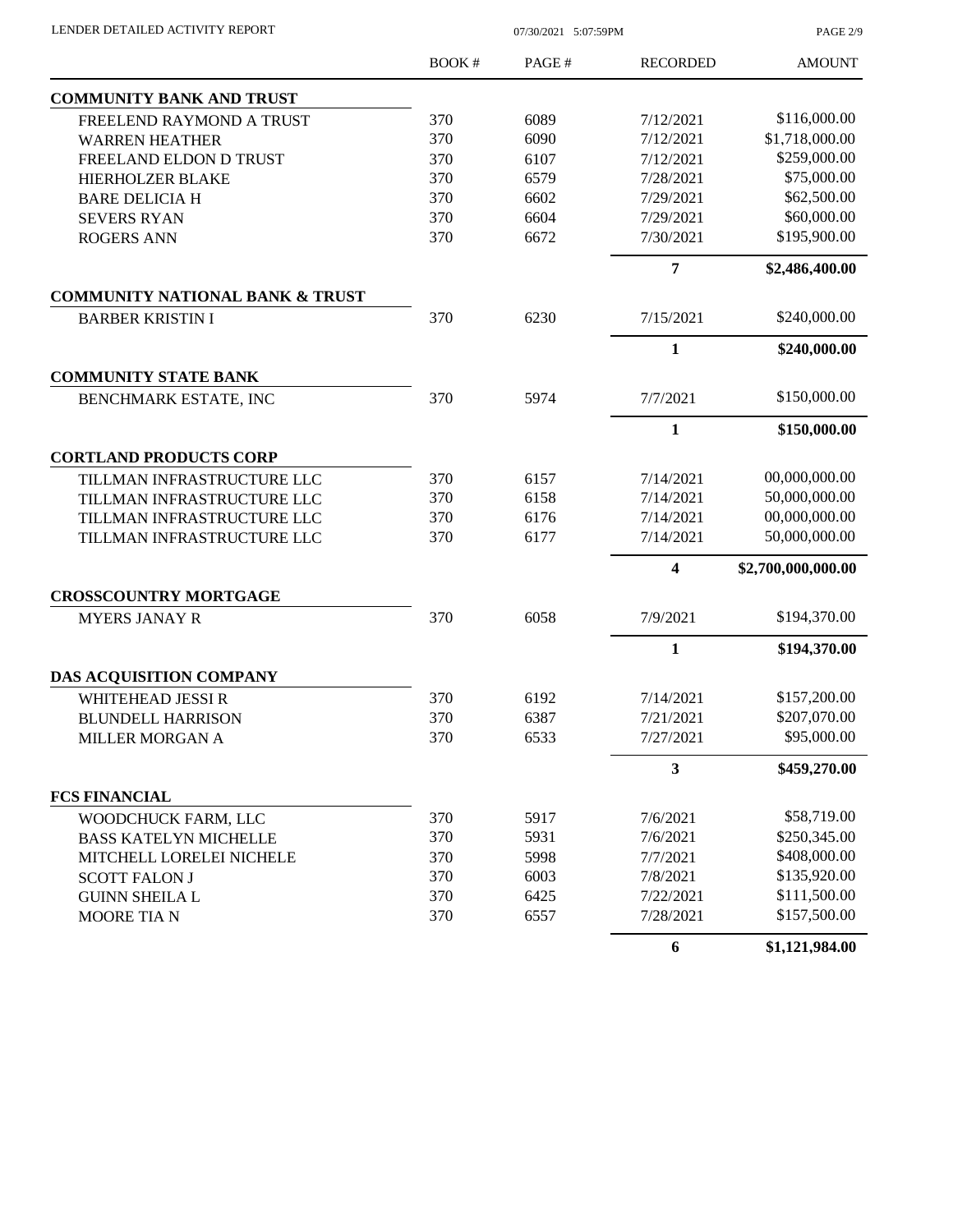LENDER DETAILED ACTIVITY REPORT

07/30/2021 5:07:59PM

| | BOOK # | PAGE # | RECORDED | AMOUNT |
|---|---|---|---|---|
| **COMMUNITY BANK AND TRUST** | | | | |
| FREELEND RAYMOND A TRUST | 370 | 6089 | 7/12/2021 | \$116,000.00 |
| WARREN HEATHER | 370 | 6090 | 7/12/2021 | \$1,718,000.00 |
| FREELAND ELDON D TRUST | 370 | 6107 | 7/12/2021 | \$259,000.00 |
| HIERHOLZER BLAKE | 370 | 6579 | 7/28/2021 | \$75,000.00 |
| BARE DELICIA H | 370 | 6602 | 7/29/2021 | \$62,500.00 |
| SEVERS RYAN | 370 | 6604 | 7/29/2021 | \$60,000.00 |
| ROGERS ANN | 370 | 6672 | 7/30/2021 | \$195,900.00 |
| | | | **7** | **\$2,486,400.00** |
| **COMMUNITY NATIONAL BANK & TRUST** | | | | |
| BARBER KRISTIN I | 370 | 6230 | 7/15/2021 | \$240,000.00 |
| | | | **1** | **\$240,000.00** |
| **COMMUNITY STATE BANK** | | | | |
| BENCHMARK ESTATE, INC | 370 | 5974 | 7/7/2021 | \$150,000.00 |
| | | | **1** | **\$150,000.00** |
| **CORTLAND PRODUCTS CORP** | | | | |
| TILLMAN INFRASTRUCTURE LLC | 370 | 6157 | 7/14/2021 | 00,000,000.00 |
| TILLMAN INFRASTRUCTURE LLC | 370 | 6158 | 7/14/2021 | 50,000,000.00 |
| TILLMAN INFRASTRUCTURE LLC | 370 | 6176 | 7/14/2021 | 00,000,000.00 |
| TILLMAN INFRASTRUCTURE LLC | 370 | 6177 | 7/14/2021 | 50,000,000.00 |
| | | | **4** | **\$2,700,000,000.00** |
| **CROSSCOUNTRY MORTGAGE** | | | | |
| MYERS JANAY R | 370 | 6058 | 7/9/2021 | \$194,370.00 |
| | | | **1** | **\$194,370.00** |
| **DAS ACQUISITION COMPANY** | | | | |
| WHITEHEAD JESSI R | 370 | 6192 | 7/14/2021 | \$157,200.00 |
| BLUNDELL HARRISON | 370 | 6387 | 7/21/2021 | \$207,070.00 |
| MILLER MORGAN A | 370 | 6533 | 7/27/2021 | \$95,000.00 |
| | | | **3** | **\$459,270.00** |
| **FCS FINANCIAL** | | | | |
| WOODCHUCK FARM, LLC | 370 | 5917 | 7/6/2021 | \$58,719.00 |
| BASS KATELYN MICHELLE | 370 | 5931 | 7/6/2021 | \$250,345.00 |
| MITCHELL LORELEI NICHELE | 370 | 5998 | 7/7/2021 | \$408,000.00 |
| SCOTT FALON J | 370 | 6003 | 7/8/2021 | \$135,920.00 |
| GUINN SHEILA L | 370 | 6425 | 7/22/2021 | \$111,500.00 |
| MOORE TIA N | 370 | 6557 | 7/28/2021 | \$157,500.00 |
| | | | **6** | **\$1,121,984.00** |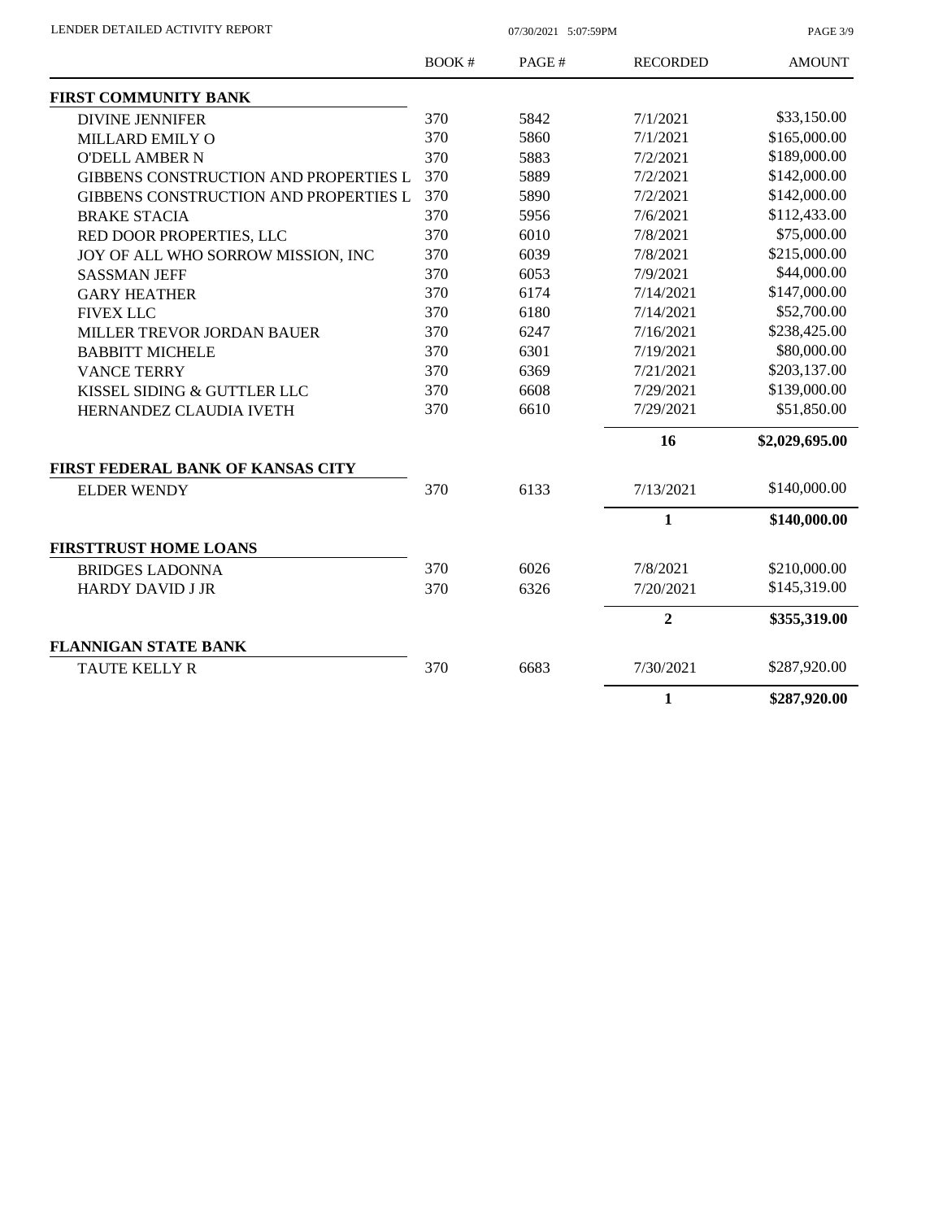| | BOOK # | PAGE # | RECORDED | AMOUNT |
|---|---|---|---|---|
| **FIRST COMMUNITY BANK** | | | | |
| DIVINE JENNIFER | 370 | 5842 | 7/1/2021 | $33,150.00 |
| MILLARD EMILY O | 370 | 5860 | 7/1/2021 | $165,000.00 |
| O'DELL AMBER N | 370 | 5883 | 7/2/2021 | $189,000.00 |
| GIBBENS CONSTRUCTION AND PROPERTIES L | 370 | 5889 | 7/2/2021 | $142,000.00 |
| GIBBENS CONSTRUCTION AND PROPERTIES L | 370 | 5890 | 7/2/2021 | $142,000.00 |
| BRAKE STACIA | 370 | 5956 | 7/6/2021 | $112,433.00 |
| RED DOOR PROPERTIES, LLC | 370 | 6010 | 7/8/2021 | $75,000.00 |
| JOY OF ALL WHO SORROW MISSION, INC | 370 | 6039 | 7/8/2021 | $215,000.00 |
| SASSMAN JEFF | 370 | 6053 | 7/9/2021 | $44,000.00 |
| GARY HEATHER | 370 | 6174 | 7/14/2021 | $147,000.00 |
| FIVEX LLC | 370 | 6180 | 7/14/2021 | $52,700.00 |
| MILLER TREVOR JORDAN BAUER | 370 | 6247 | 7/16/2021 | $238,425.00 |
| BABBITT MICHELE | 370 | 6301 | 7/19/2021 | $80,000.00 |
| VANCE TERRY | 370 | 6369 | 7/21/2021 | $203,137.00 |
| KISSEL SIDING & GUTTLER LLC | 370 | 6608 | 7/29/2021 | $139,000.00 |
| HERNANDEZ CLAUDIA IVETH | 370 | 6610 | 7/29/2021 | $51,850.00 |
| | | | **16** | **$2,029,695.00** |
| **FIRST FEDERAL BANK OF KANSAS CITY** | | | | |
| ELDER WENDY | 370 | 6133 | 7/13/2021 | $140,000.00 |
| | | | **1** | **$140,000.00** |
| **FIRSTTRUST HOME LOANS** | | | | |
| BRIDGES LADONNA | 370 | 6026 | 7/8/2021 | $210,000.00 |
| HARDY DAVID J JR | 370 | 6326 | 7/20/2021 | $145,319.00 |
| | | | **2** | **$355,319.00** |
| **FLANNIGAN STATE BANK** | | | | |
| TAUTE KELLY R | 370 | 6683 | 7/30/2021 | $287,920.00 |
| | | | **1** | **$287,920.00** |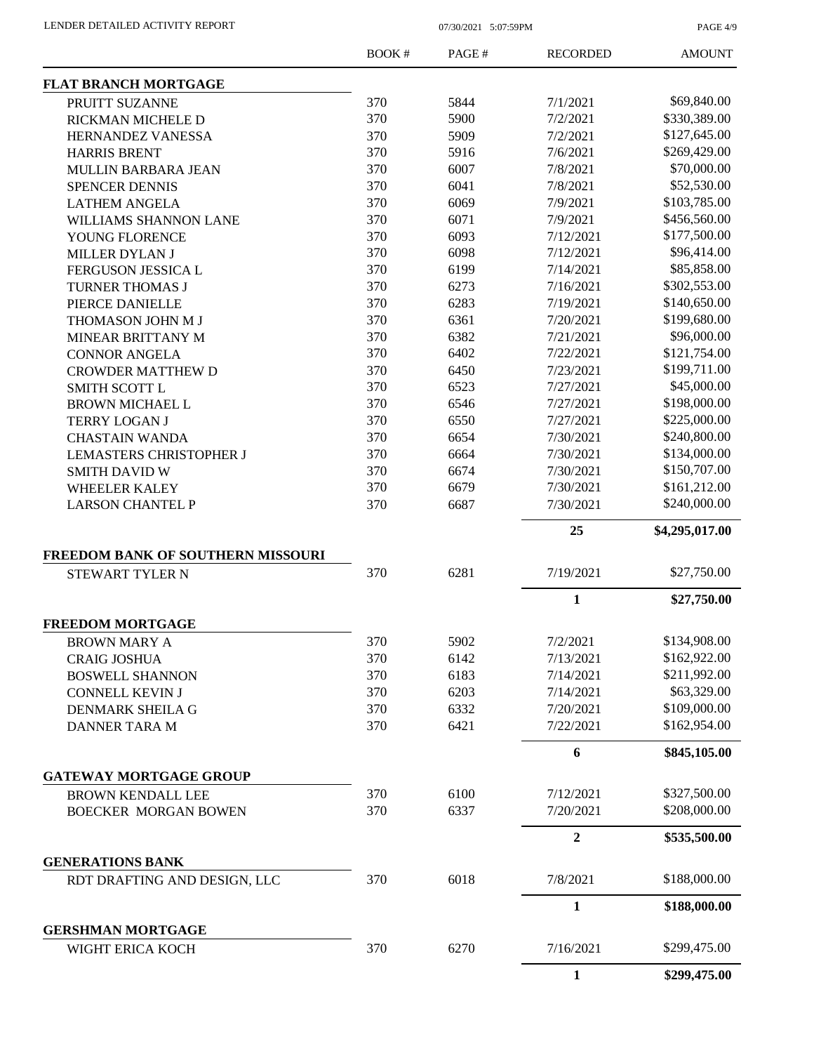LENDER DETAILED ACTIVITY REPORT 07/30/2021 5:07:59PM

| | BOOK # | PAGE # | RECORDED | AMOUNT |
|---|---|---|---|---|
| **FLAT BRANCH MORTGAGE** | | | | |
| PRUITT SUZANNE | 370 | 5844 | 7/1/2021 | \$69,840.00 |
| RICKMAN MICHELE D | 370 | 5900 | 7/2/2021 | \$330,389.00 |
| HERNANDEZ VANESSA | 370 | 5909 | 7/2/2021 | \$127,645.00 |
| HARRIS BRENT | 370 | 5916 | 7/6/2021 | \$269,429.00 |
| MULLIN BARBARA JEAN | 370 | 6007 | 7/8/2021 | \$70,000.00 |
| SPENCER DENNIS | 370 | 6041 | 7/8/2021 | \$52,530.00 |
| LATHEM ANGELA | 370 | 6069 | 7/9/2021 | \$103,785.00 |
| WILLIAMS SHANNON LANE | 370 | 6071 | 7/9/2021 | \$456,560.00 |
| YOUNG FLORENCE | 370 | 6093 | 7/12/2021 | \$177,500.00 |
| MILLER DYLAN J | 370 | 6098 | 7/12/2021 | \$96,414.00 |
| FERGUSON JESSICA L | 370 | 6199 | 7/14/2021 | \$85,858.00 |
| TURNER THOMAS J | 370 | 6273 | 7/16/2021 | \$302,553.00 |
| PIERCE DANIELLE | 370 | 6283 | 7/19/2021 | \$140,650.00 |
| THOMASON JOHN M J | 370 | 6361 | 7/20/2021 | \$199,680.00 |
| MINEAR BRITTANY M | 370 | 6382 | 7/21/2021 | \$96,000.00 |
| CONNOR ANGELA | 370 | 6402 | 7/22/2021 | \$121,754.00 |
| CROWDER MATTHEW D | 370 | 6450 | 7/23/2021 | \$199,711.00 |
| SMITH SCOTT L | 370 | 6523 | 7/27/2021 | \$45,000.00 |
| BROWN MICHAEL L | 370 | 6546 | 7/27/2021 | \$198,000.00 |
| TERRY LOGAN J | 370 | 6550 | 7/27/2021 | \$225,000.00 |
| CHASTAIN WANDA | 370 | 6654 | 7/30/2021 | \$240,800.00 |
| LEMASTERS CHRISTOPHER J | 370 | 6664 | 7/30/2021 | \$134,000.00 |
| SMITH DAVID W | 370 | 6674 | 7/30/2021 | \$150,707.00 |
| WHEELER KALEY | 370 | 6679 | 7/30/2021 | \$161,212.00 |
| LARSON CHANTEL P | 370 | 6687 | 7/30/2021 | \$240,000.00 |
| | | | **25** | **\$4,295,017.00** |
| **FREEDOM BANK OF SOUTHERN MISSOURI** | | | | |
| STEWART TYLER N | 370 | 6281 | 7/19/2021 | \$27,750.00 |
| | | | **1** | **\$27,750.00** |
| **FREEDOM MORTGAGE** | | | | |
| BROWN MARY A | 370 | 5902 | 7/2/2021 | \$134,908.00 |
| CRAIG JOSHUA | 370 | 6142 | 7/13/2021 | \$162,922.00 |
| BOSWELL SHANNON | 370 | 6183 | 7/14/2021 | \$211,992.00 |
| CONNELL KEVIN J | 370 | 6203 | 7/14/2021 | \$63,329.00 |
| DENMARK SHEILA G | 370 | 6332 | 7/20/2021 | \$109,000.00 |
| DANNER TARA M | 370 | 6421 | 7/22/2021 | \$162,954.00 |
| | | | **6** | **\$845,105.00** |
| **GATEWAY MORTGAGE GROUP** | | | | |
| BROWN KENDALL LEE | 370 | 6100 | 7/12/2021 | \$327,500.00 |
| BOECKER MORGAN BOWEN | 370 | 6337 | 7/20/2021 | \$208,000.00 |
| | | | **2** | **\$535,500.00** |
| **GENERATIONS BANK** | | | | |
| RDT DRAFTING AND DESIGN, LLC | 370 | 6018 | 7/8/2021 | \$188,000.00 |
| | | | **1** | **\$188,000.00** |
| **GERSHMAN MORTGAGE** | | | | |
| WIGHT ERICA KOCH | 370 | 6270 | 7/16/2021 | \$299,475.00 |
| | | | **1** | **\$299,475.00** |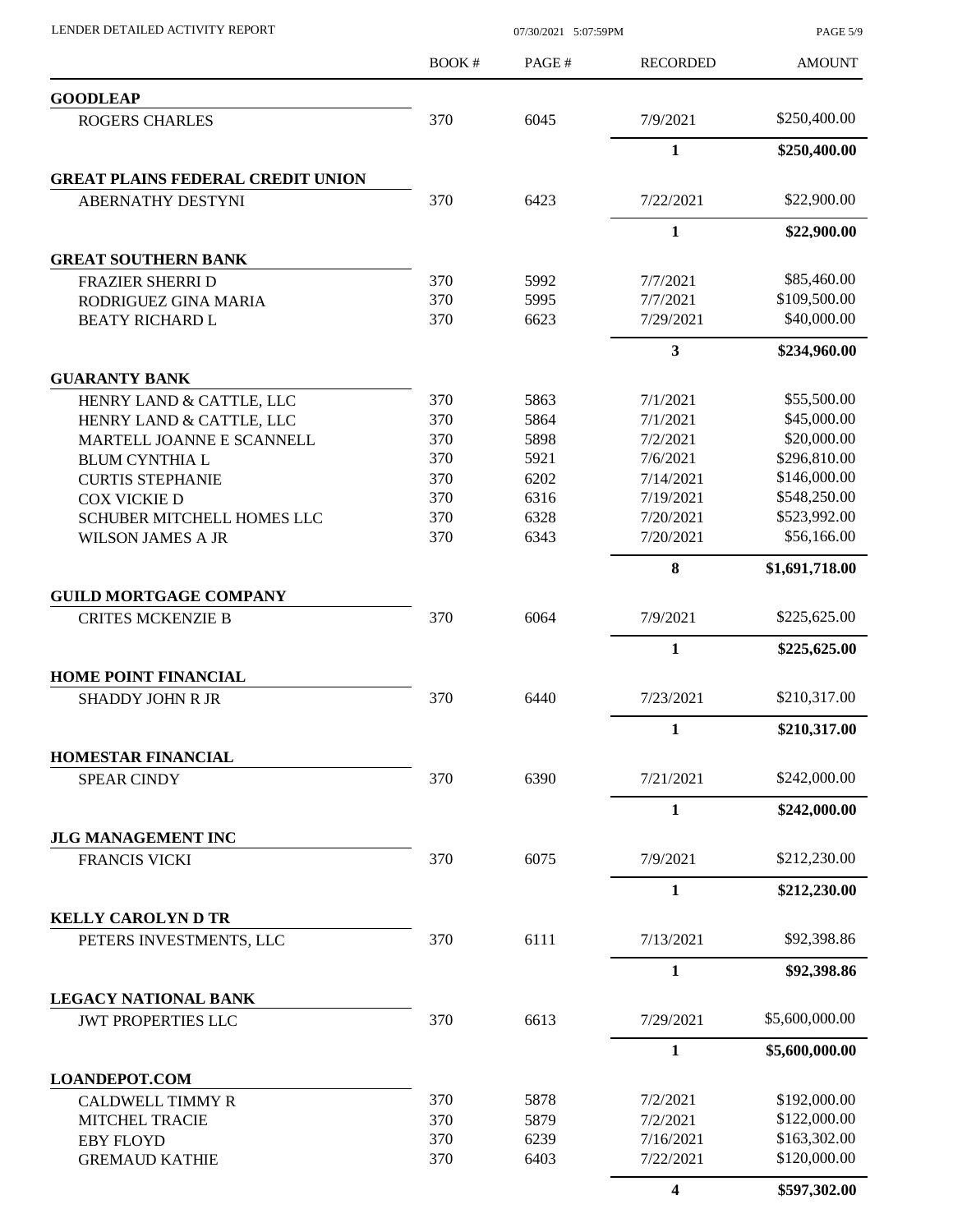| | BOOK # | PAGE # | RECORDED | AMOUNT |
|---|---|---|---|---|
| **GOODLEAP** | | | | |
| ROGERS CHARLES | 370 | 6045 | 7/9/2021 | \$250,400.00 |
| | | | **1** | **\$250,400.00** |
| **GREAT PLAINS FEDERAL CREDIT UNION** | | | | |
| ABERNATHY DESTYNI | 370 | 6423 | 7/22/2021 | \$22,900.00 |
| | | | **1** | **\$22,900.00** |
| **GREAT SOUTHERN BANK** | | | | |
| FRAZIER SHERRI D | 370 | 5992 | 7/7/2021 | \$85,460.00 |
| RODRIGUEZ GINA MARIA | 370 | 5995 | 7/7/2021 | \$109,500.00 |
| BEATY RICHARD L | 370 | 6623 | 7/29/2021 | \$40,000.00 |
| | | | **3** | **\$234,960.00** |
| **GUARANTY BANK** | | | | |
| HENRY LAND & CATTLE, LLC | 370 | 5863 | 7/1/2021 | \$55,500.00 |
| HENRY LAND & CATTLE, LLC | 370 | 5864 | 7/1/2021 | \$45,000.00 |
| MARTELL JOANNE E SCANNELL | 370 | 5898 | 7/2/2021 | \$20,000.00 |
| BLUM CYNTHIA L | 370 | 5921 | 7/6/2021 | \$296,810.00 |
| CURTIS STEPHANIE | 370 | 6202 | 7/14/2021 | \$146,000.00 |
| COX VICKIE D | 370 | 6316 | 7/19/2021 | \$548,250.00 |
| SCHUBER MITCHELL HOMES LLC | 370 | 6328 | 7/20/2021 | \$523,992.00 |
| WILSON JAMES A JR | 370 | 6343 | 7/20/2021 | \$56,166.00 |
| | | | **8** | **\$1,691,718.00** |
| **GUILD MORTGAGE COMPANY** | | | | |
| CRITES MCKENZIE B | 370 | 6064 | 7/9/2021 | \$225,625.00 |
| | | | **1** | **\$225,625.00** |
| **HOME POINT FINANCIAL** | | | | |
| SHADDY JOHN R JR | 370 | 6440 | 7/23/2021 | \$210,317.00 |
| | | | **1** | **\$210,317.00** |
| **HOMESTAR FINANCIAL** | | | | |
| SPEAR CINDY | 370 | 6390 | 7/21/2021 | \$242,000.00 |
| | | | **1** | **\$242,000.00** |
| **JLG MANAGEMENT INC** | | | | |
| FRANCIS VICKI | 370 | 6075 | 7/9/2021 | \$212,230.00 |
| | | | **1** | **\$212,230.00** |
| **KELLY CAROLYN D TR** | | | | |
| PETERS INVESTMENTS, LLC | 370 | 6111 | 7/13/2021 | \$92,398.86 |
| | | | **1** | **\$92,398.86** |
| **LEGACY NATIONAL BANK** | | | | |
| JWT PROPERTIES LLC | 370 | 6613 | 7/29/2021 | \$5,600,000.00 |
| | | | **1** | **\$5,600,000.00** |
| **LOANDEPOT.COM** | | | | |
| CALDWELL TIMMY R | 370 | 5878 | 7/2/2021 | \$192,000.00 |
| MITCHEL TRACIE | 370 | 5879 | 7/2/2021 | \$122,000.00 |
| EBY FLOYD | 370 | 6239 | 7/16/2021 | \$163,302.00 |
| GREMAUD KATHIE | 370 | 6403 | 7/22/2021 | \$120,000.00 |
| | | | **4** | **\$597,302.00** |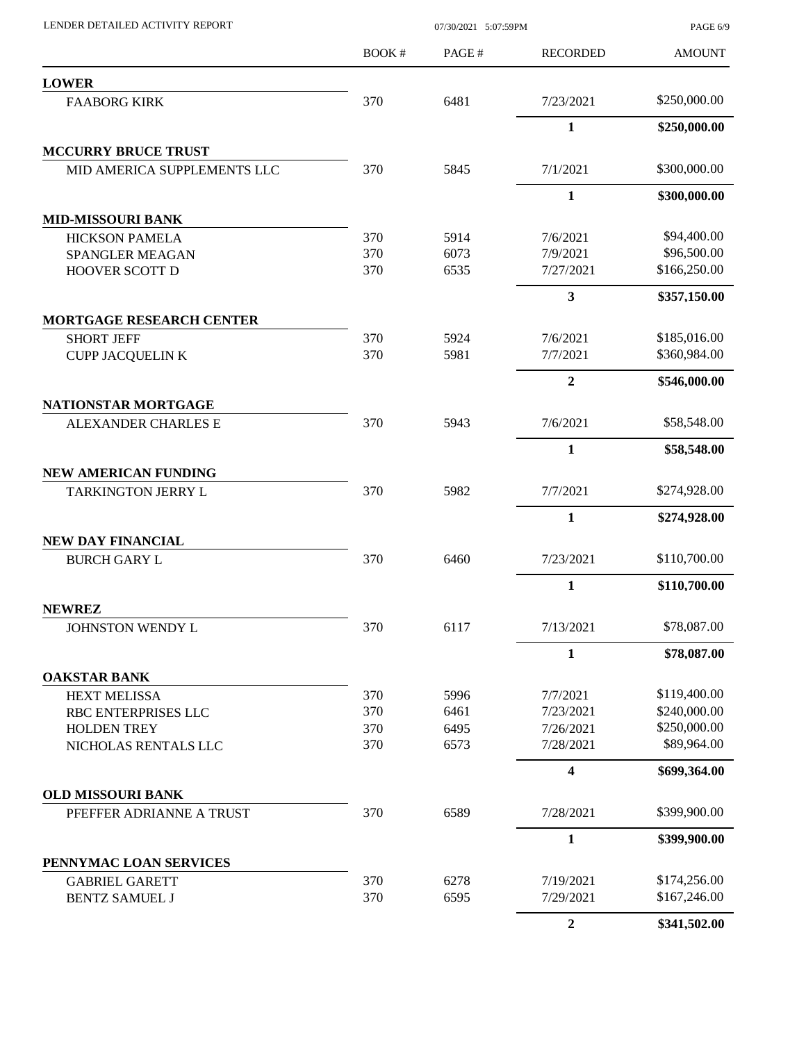| | BOOK # | PAGE # | RECORDED | AMOUNT |
|---|---|---|---|---|
| **LOWER** | | | | |
| FAABORG KIRK | 370 | 6481 | 7/23/2021 | $250,000.00 |
| | | | **1** | **$250,000.00** |
| **MCCURRY BRUCE TRUST** | | | | |
| MID AMERICA SUPPLEMENTS LLC | 370 | 5845 | 7/1/2021 | $300,000.00 |
| | | | **1** | **$300,000.00** |
| **MID-MISSOURI BANK** | | | | |
| HICKSON PAMELA | 370 | 5914 | 7/6/2021 | $94,400.00 |
| SPANGLER MEAGAN | 370 | 6073 | 7/9/2021 | $96,500.00 |
| HOOVER SCOTT D | 370 | 6535 | 7/27/2021 | $166,250.00 |
| | | | **3** | **$357,150.00** |
| **MORTGAGE RESEARCH CENTER** | | | | |
| SHORT JEFF | 370 | 5924 | 7/6/2021 | $185,016.00 |
| CUPP JACQUELIN K | 370 | 5981 | 7/7/2021 | $360,984.00 |
| | | | **2** | **$546,000.00** |
| **NATIONSTAR MORTGAGE** | | | | |
| ALEXANDER CHARLES E | 370 | 5943 | 7/6/2021 | $58,548.00 |
| | | | **1** | **$58,548.00** |
| **NEW AMERICAN FUNDING** | | | | |
| TARKINGTON JERRY L | 370 | 5982 | 7/7/2021 | $274,928.00 |
| | | | **1** | **$274,928.00** |
| **NEW DAY FINANCIAL** | | | | |
| BURCH GARY L | 370 | 6460 | 7/23/2021 | $110,700.00 |
| | | | **1** | **$110,700.00** |
| **NEWREZ** | | | | |
| JOHNSTON WENDY L | 370 | 6117 | 7/13/2021 | $78,087.00 |
| | | | **1** | **$78,087.00** |
| **OAKSTAR BANK** | | | | |
| HEXT MELISSA | 370 | 5996 | 7/7/2021 | $119,400.00 |
| RBC ENTERPRISES LLC | 370 | 6461 | 7/23/2021 | $240,000.00 |
| HOLDEN TREY | 370 | 6495 | 7/26/2021 | $250,000.00 |
| NICHOLAS RENTALS LLC | 370 | 6573 | 7/28/2021 | $89,964.00 |
| | | | **4** | **$699,364.00** |
| **OLD MISSOURI BANK** | | | | |
| PFEFFER ADRIANNE A TRUST | 370 | 6589 | 7/28/2021 | $399,900.00 |
| | | | **1** | **$399,900.00** |
| **PENNYMAC LOAN SERVICES** | | | | |
| GABRIEL GARETT | 370 | 6278 | 7/19/2021 | $174,256.00 |
| BENTZ SAMUEL J | 370 | 6595 | 7/29/2021 | $167,246.00 |
| | | | **2** | **$341,502.00** |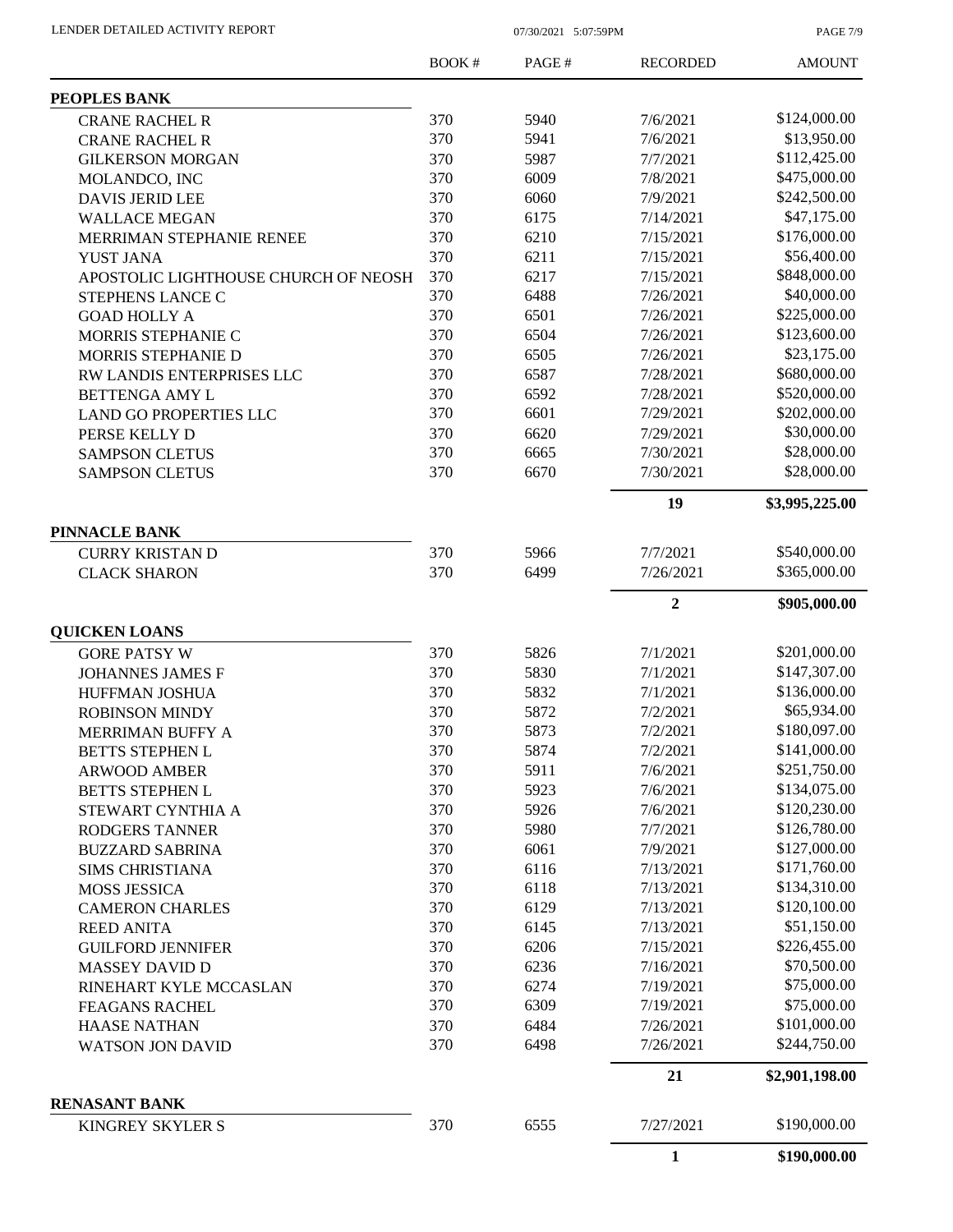| | BOOK # | PAGE # | RECORDED | AMOUNT |
|---|---|---|---|---|
| **PEOPLES BANK** | | | | |
| CRANE RACHEL R | 370 | 5940 | 7/6/2021 | $124,000.00 |
| CRANE RACHEL R | 370 | 5941 | 7/6/2021 | $13,950.00 |
| GILKERSON MORGAN | 370 | 5987 | 7/7/2021 | $112,425.00 |
| MOLANDCO, INC | 370 | 6009 | 7/8/2021 | $475,000.00 |
| DAVIS JERID LEE | 370 | 6060 | 7/9/2021 | $242,500.00 |
| WALLACE MEGAN | 370 | 6175 | 7/14/2021 | $47,175.00 |
| MERRIMAN STEPHANIE RENEE | 370 | 6210 | 7/15/2021 | $176,000.00 |
| YUST JANA | 370 | 6211 | 7/15/2021 | $56,400.00 |
| APOSTOLIC LIGHTHOUSE CHURCH OF NEOSH | 370 | 6217 | 7/15/2021 | $848,000.00 |
| STEPHENS LANCE C | 370 | 6488 | 7/26/2021 | $40,000.00 |
| GOAD HOLLY A | 370 | 6501 | 7/26/2021 | $225,000.00 |
| MORRIS STEPHANIE C | 370 | 6504 | 7/26/2021 | $123,600.00 |
| MORRIS STEPHANIE D | 370 | 6505 | 7/26/2021 | $23,175.00 |
| RW LANDIS ENTERPRISES LLC | 370 | 6587 | 7/28/2021 | $680,000.00 |
| BETTENGA AMY L | 370 | 6592 | 7/28/2021 | $520,000.00 |
| LAND GO PROPERTIES LLC | 370 | 6601 | 7/29/2021 | $202,000.00 |
| PERSE KELLY D | 370 | 6620 | 7/29/2021 | $30,000.00 |
| SAMPSON CLETUS | 370 | 6665 | 7/30/2021 | $28,000.00 |
| SAMPSON CLETUS | 370 | 6670 | 7/30/2021 | $28,000.00 |
| | | | **19** | **$3,995,225.00** |
| **PINNACLE BANK** | | | | |
| CURRY KRISTAN D | 370 | 5966 | 7/7/2021 | $540,000.00 |
| CLACK SHARON | 370 | 6499 | 7/26/2021 | $365,000.00 |
| | | | **2** | **$905,000.00** |
| **QUICKEN LOANS** | | | | |
| GORE PATSY W | 370 | 5826 | 7/1/2021 | $201,000.00 |
| JOHANNES JAMES F | 370 | 5830 | 7/1/2021 | $147,307.00 |
| HUFFMAN JOSHUA | 370 | 5832 | 7/1/2021 | $136,000.00 |
| ROBINSON MINDY | 370 | 5872 | 7/2/2021 | $65,934.00 |
| MERRIMAN BUFFY A | 370 | 5873 | 7/2/2021 | $180,097.00 |
| BETTS STEPHEN L | 370 | 5874 | 7/2/2021 | $141,000.00 |
| ARWOOD AMBER | 370 | 5911 | 7/6/2021 | $251,750.00 |
| BETTS STEPHEN L | 370 | 5923 | 7/6/2021 | $134,075.00 |
| STEWART CYNTHIA A | 370 | 5926 | 7/6/2021 | $120,230.00 |
| RODGERS TANNER | 370 | 5980 | 7/7/2021 | $126,780.00 |
| BUZZARD SABRINA | 370 | 6061 | 7/9/2021 | $127,000.00 |
| SIMS CHRISTIANA | 370 | 6116 | 7/13/2021 | $171,760.00 |
| MOSS JESSICA | 370 | 6118 | 7/13/2021 | $134,310.00 |
| CAMERON CHARLES | 370 | 6129 | 7/13/2021 | $120,100.00 |
| REED ANITA | 370 | 6145 | 7/13/2021 | $51,150.00 |
| GUILFORD JENNIFER | 370 | 6206 | 7/15/2021 | $226,455.00 |
| MASSEY DAVID D | 370 | 6236 | 7/16/2021 | $70,500.00 |
| RINEHART KYLE MCCASLAN | 370 | 6274 | 7/19/2021 | $75,000.00 |
| FEAGANS RACHEL | 370 | 6309 | 7/19/2021 | $75,000.00 |
| HAASE NATHAN | 370 | 6484 | 7/26/2021 | $101,000.00 |
| WATSON JON DAVID | 370 | 6498 | 7/26/2021 | $244,750.00 |
| | | | **21** | **$2,901,198.00** |
| **RENASANT BANK** | | | | |
| KINGREY SKYLER S | 370 | 6555 | 7/27/2021 | $190,000.00 |
| | | | **1** | **$190,000.00** |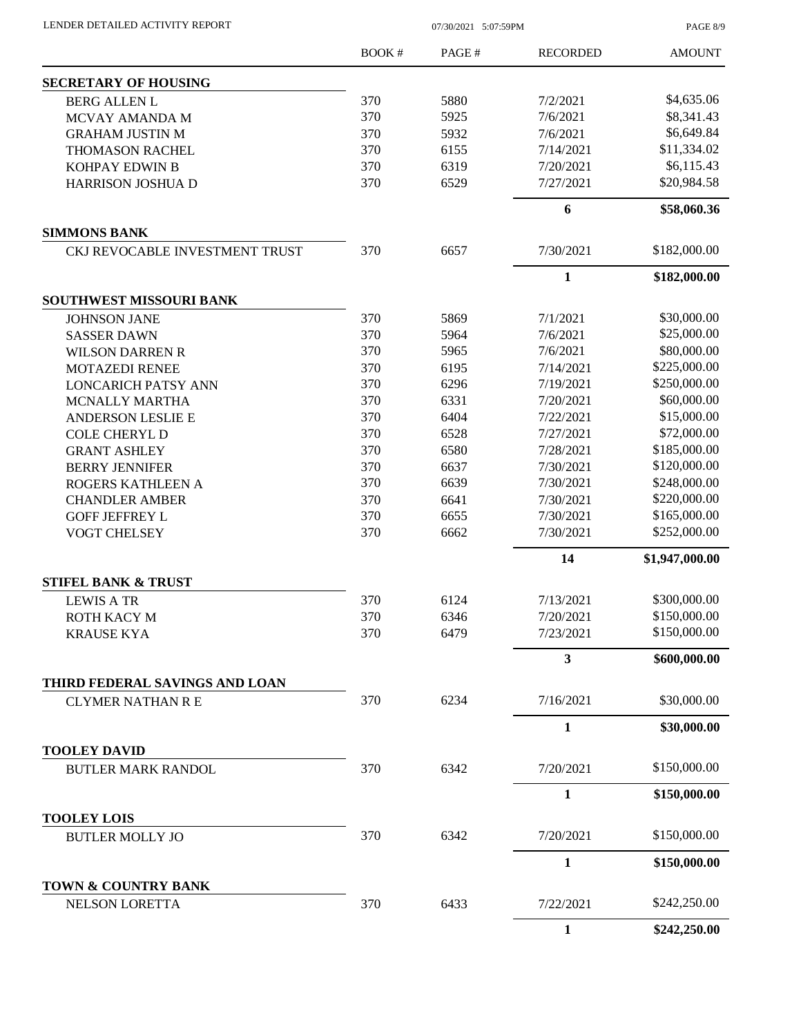LENDER DETAILED ACTIVITY REPORT

| | BOOK # | PAGE # | RECORDED | AMOUNT |
|---|---|---|---|---|
| **SECRETARY OF HOUSING** | | | | |
| BERG ALLEN L | 370 | 5880 | 7/2/2021 | \$4,635.06 |
| MCVAY AMANDA M | 370 | 5925 | 7/6/2021 | \$8,341.43 |
| GRAHAM JUSTIN M | 370 | 5932 | 7/6/2021 | \$6,649.84 |
| THOMASON RACHEL | 370 | 6155 | 7/14/2021 | \$11,334.02 |
| KOHPAY EDWIN B | 370 | 6319 | 7/20/2021 | \$6,115.43 |
| HARRISON JOSHUA D | 370 | 6529 | 7/27/2021 | \$20,984.58 |
| | | | **6** | **\$58,060.36** |
| **SIMMONS BANK** | | | | |
| CKJ REVOCABLE INVESTMENT TRUST | 370 | 6657 | 7/30/2021 | \$182,000.00 |
| | | | **1** | **\$182,000.00** |
| **SOUTHWEST MISSOURI BANK** | | | | |
| JOHNSON JANE | 370 | 5869 | 7/1/2021 | \$30,000.00 |
| SASSER DAWN | 370 | 5964 | 7/6/2021 | \$25,000.00 |
| WILSON DARREN R | 370 | 5965 | 7/6/2021 | \$80,000.00 |
| MOTAZEDI RENEE | 370 | 6195 | 7/14/2021 | \$225,000.00 |
| LONCARICH PATSY ANN | 370 | 6296 | 7/19/2021 | \$250,000.00 |
| MCNALLY MARTHA | 370 | 6331 | 7/20/2021 | \$60,000.00 |
| ANDERSON LESLIE E | 370 | 6404 | 7/22/2021 | \$15,000.00 |
| COLE CHERYL D | 370 | 6528 | 7/27/2021 | \$72,000.00 |
| GRANT ASHLEY | 370 | 6580 | 7/28/2021 | \$185,000.00 |
| BERRY JENNIFER | 370 | 6637 | 7/30/2021 | \$120,000.00 |
| ROGERS KATHLEEN A | 370 | 6639 | 7/30/2021 | \$248,000.00 |
| CHANDLER AMBER | 370 | 6641 | 7/30/2021 | \$220,000.00 |
| GOFF JEFFREY L | 370 | 6655 | 7/30/2021 | \$165,000.00 |
| VOGT CHELSEY | 370 | 6662 | 7/30/2021 | \$252,000.00 |
| | | | **14** | **\$1,947,000.00** |
| **STIFEL BANK & TRUST** | | | | |
| LEWIS A TR | 370 | 6124 | 7/13/2021 | \$300,000.00 |
| ROTH KACY M | 370 | 6346 | 7/20/2021 | \$150,000.00 |
| KRAUSE KYA | 370 | 6479 | 7/23/2021 | \$150,000.00 |
| | | | **3** | **\$600,000.00** |
| **THIRD FEDERAL SAVINGS AND LOAN** | | | | |
| CLYMER NATHAN R E | 370 | 6234 | 7/16/2021 | \$30,000.00 |
| | | | **1** | **\$30,000.00** |
| **TOOLEY DAVID** | | | | |
| BUTLER MARK RANDOL | 370 | 6342 | 7/20/2021 | \$150,000.00 |
| | | | **1** | **\$150,000.00** |
| **TOOLEY LOIS** | | | | |
| BUTLER MOLLY JO | 370 | 6342 | 7/20/2021 | \$150,000.00 |
| | | | **1** | **\$150,000.00** |
| **TOWN & COUNTRY BANK** | | | | |
| NELSON LORETTA | 370 | 6433 | 7/22/2021 | \$242,250.00 |
| | | | **1** | **\$242,250.00** |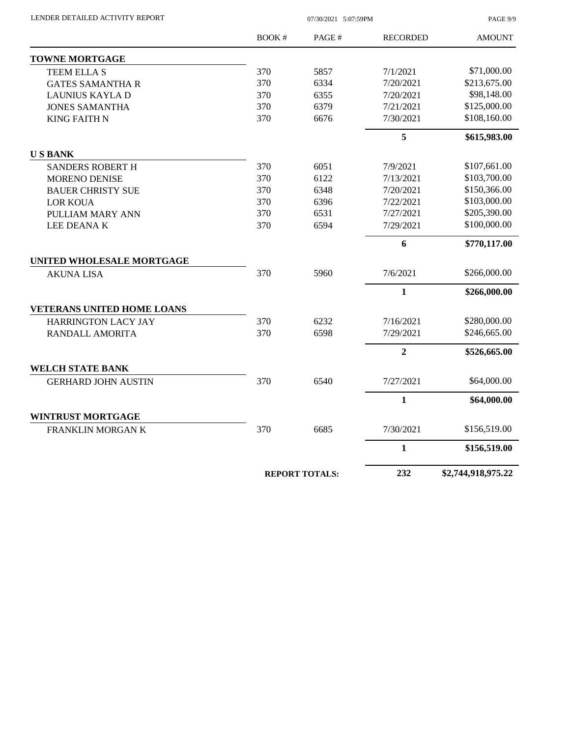| | BOOK # | PAGE # | RECORDED | AMOUNT |
|---|---|---|---|---|
| **TOWNE MORTGAGE** | | | | |
| TEEM ELLA S | 370 | 5857 | 7/1/2021 | $71,000.00 |
| GATES SAMANTHA R | 370 | 6334 | 7/20/2021 | $213,675.00 |
| LAUNIUS KAYLA D | 370 | 6355 | 7/20/2021 | $98,148.00 |
| JONES SAMANTHA | 370 | 6379 | 7/21/2021 | $125,000.00 |
| KING FAITH N | 370 | 6676 | 7/30/2021 | $108,160.00 |
| | | | **5** | **$615,983.00** |
| **U S BANK** | | | | |
| SANDERS ROBERT H | 370 | 6051 | 7/9/2021 | $107,661.00 |
| MORENO DENISE | 370 | 6122 | 7/13/2021 | $103,700.00 |
| BAUER CHRISTY SUE | 370 | 6348 | 7/20/2021 | $150,366.00 |
| LOR KOUA | 370 | 6396 | 7/22/2021 | $103,000.00 |
| PULLIAM MARY ANN | 370 | 6531 | 7/27/2021 | $205,390.00 |
| LEE DEANA K | 370 | 6594 | 7/29/2021 | $100,000.00 |
| | | | **6** | **$770,117.00** |
| **UNITED WHOLESALE MORTGAGE** | | | | |
| AKUNA LISA | 370 | 5960 | 7/6/2021 | $266,000.00 |
| | | | **1** | **$266,000.00** |
| **VETERANS UNITED HOME LOANS** | | | | |
| HARRINGTON LACY JAY | 370 | 6232 | 7/16/2021 | $280,000.00 |
| RANDALL AMORITA | 370 | 6598 | 7/29/2021 | $246,665.00 |
| | | | **2** | **$526,665.00** |
| **WELCH STATE BANK** | | | | |
| GERHARD JOHN AUSTIN | 370 | 6540 | 7/27/2021 | $64,000.00 |
| | | | **1** | **$64,000.00** |
| **WINTRUST MORTGAGE** | | | | |
| FRANKLIN MORGAN K | 370 | 6685 | 7/30/2021 | $156,519.00 |
| | | | **1** | **$156,519.00** |
| | **REPORT TOTALS:** | | **232** | **$2,744,918,975.22** |